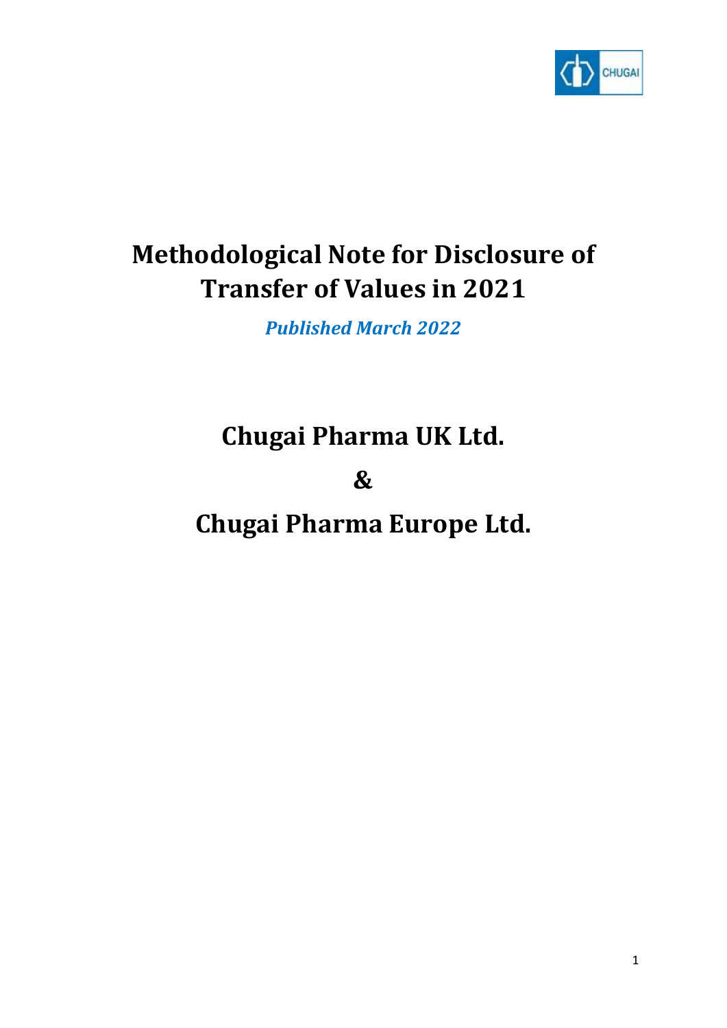# Methodological Note for Disclosure of Transfer of Values in 2021

***Published March 2022***

## Chugai Pharma UK Ltd.

## &

## Chugai Pharma Europe Ltd.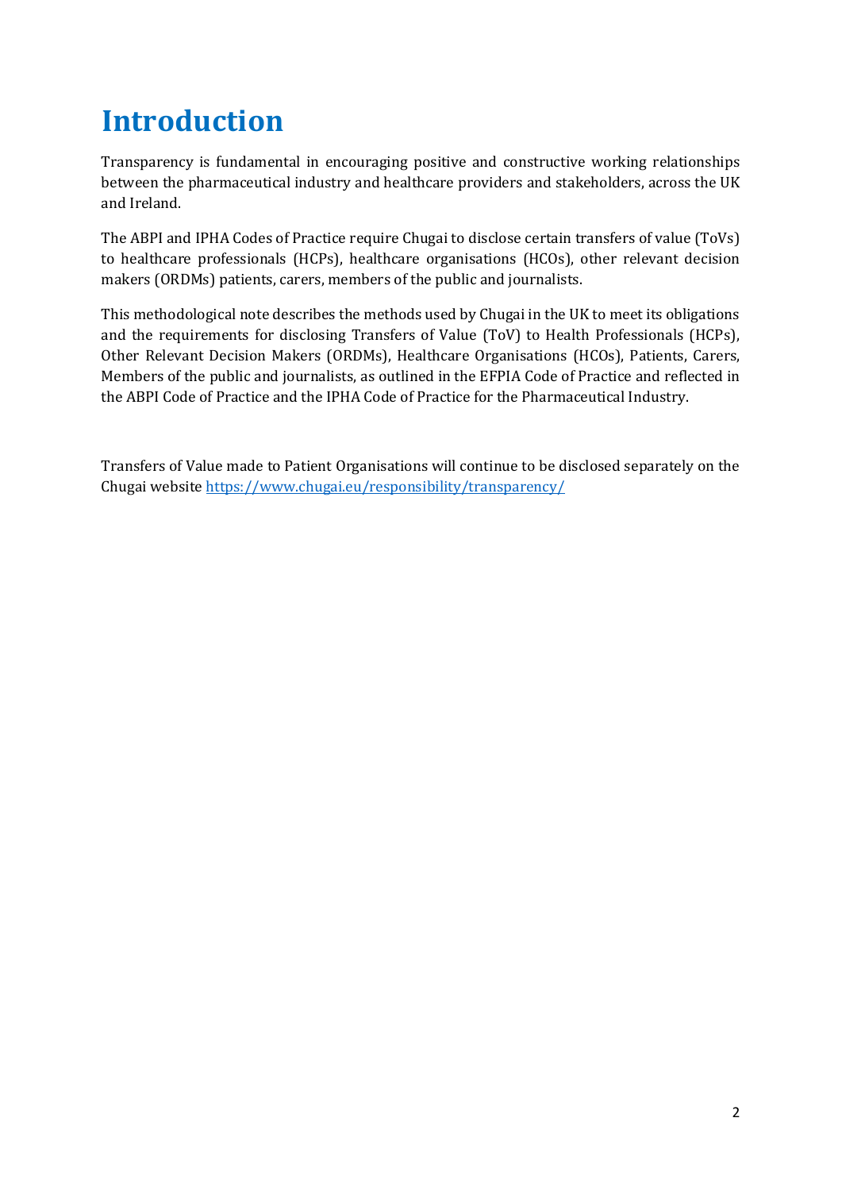# Introduction

Transparency is fundamental in encouraging positive and constructive working relationships between the pharmaceutical industry and healthcare providers and stakeholders, across the UK and Ireland.

The ABPI and IPHA Codes of Practice require Chugai to disclose certain transfers of value (ToVs) to healthcare professionals (HCPs), healthcare organisations (HCOs), other relevant decision makers (ORDMs) patients, carers, members of the public and journalists.

This methodological note describes the methods used by Chugai in the UK to meet its obligations and the requirements for disclosing Transfers of Value (ToV) to Health Professionals (HCPs), Other Relevant Decision Makers (ORDMs), Healthcare Organisations (HCOs), Patients, Carers, Members of the public and journalists, as outlined in the EFPIA Code of Practice and reflected in the ABPI Code of Practice and the IPHA Code of Practice for the Pharmaceutical Industry.

Transfers of Value made to Patient Organisations will continue to be disclosed separately on the Chugai website https://www.chugai.eu/responsibility/transparency/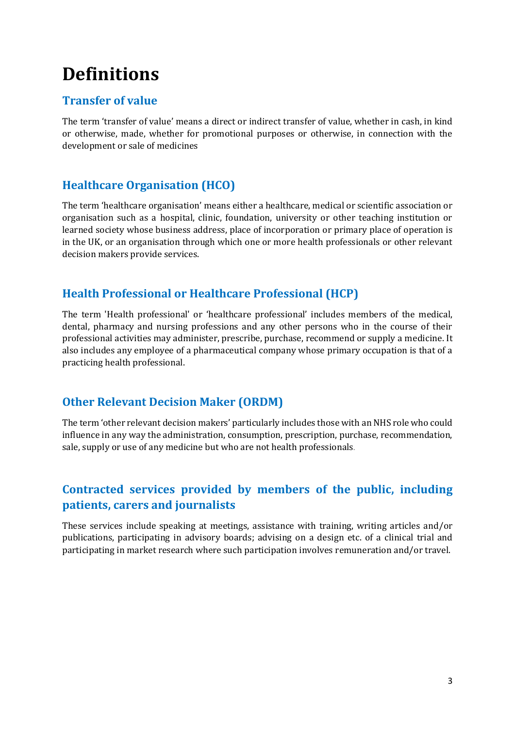# Definitions

## Transfer of value

The term 'transfer of value' means a direct or indirect transfer of value, whether in cash, in kind or otherwise, made, whether for promotional purposes or otherwise, in connection with the development or sale of medicines

## Healthcare Organisation (HCO)

The term 'healthcare organisation' means either a healthcare, medical or scientific association or organisation such as a hospital, clinic, foundation, university or other teaching institution or learned society whose business address, place of incorporation or primary place of operation is in the UK, or an organisation through which one or more health professionals or other relevant decision makers provide services.

## Health Professional or Healthcare Professional (HCP)

The term 'Health professional' or 'healthcare professional' includes members of the medical, dental, pharmacy and nursing professions and any other persons who in the course of their professional activities may administer, prescribe, purchase, recommend or supply a medicine. It also includes any employee of a pharmaceutical company whose primary occupation is that of a practicing health professional.

## Other Relevant Decision Maker (ORDM)

The term 'other relevant decision makers' particularly includes those with an NHS role who could influence in any way the administration, consumption, prescription, purchase, recommendation, sale, supply or use of any medicine but who are not health professionals.

## Contracted services provided by members of the public, including patients, carers and journalists

These services include speaking at meetings, assistance with training, writing articles and/or publications, participating in advisory boards; advising on a design etc. of a clinical trial and participating in market research where such participation involves remuneration and/or travel.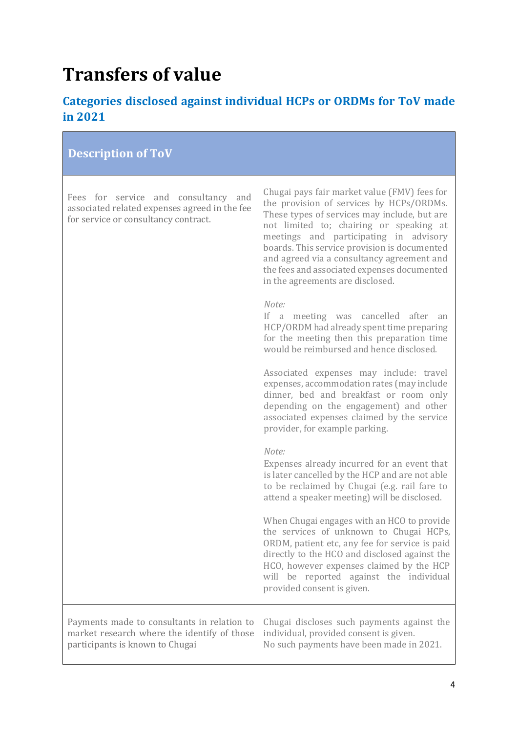# Transfers of value

## Categories disclosed against individual HCPs or ORDMs for ToV made in 2021

| Description of ToV | |
|---|---|
| Fees for service and consultancy and associated related expenses agreed in the fee for service or consultancy contract. | Chugai pays fair market value (FMV) fees for the provision of services by HCPs/ORDMs. These types of services may include, but are not limited to; chairing or speaking at meetings and participating in advisory boards. This service provision is documented and agreed via a consultancy agreement and the fees and associated expenses documented in the agreements are disclosed.<br><br>*Note:*<br>If a meeting was cancelled after an HCP/ORDM had already spent time preparing for the meeting then this preparation time would be reimbursed and hence disclosed.<br><br>Associated expenses may include: travel expenses, accommodation rates (may include dinner, bed and breakfast or room only depending on the engagement) and other associated expenses claimed by the service provider, for example parking.<br><br>*Note:*<br>Expenses already incurred for an event that is later cancelled by the HCP and are not able to be reclaimed by Chugai (e.g. rail fare to attend a speaker meeting) will be disclosed.<br><br>When Chugai engages with an HCO to provide the services of unknown to Chugai HCPs, ORDM, patient etc, any fee for service is paid directly to the HCO and disclosed against the HCO, however expenses claimed by the HCP will be reported against the individual provided consent is given. |
| Payments made to consultants in relation to market research where the identify of those participants is known to Chugai | Chugai discloses such payments against the individual, provided consent is given.<br>No such payments have been made in 2021. |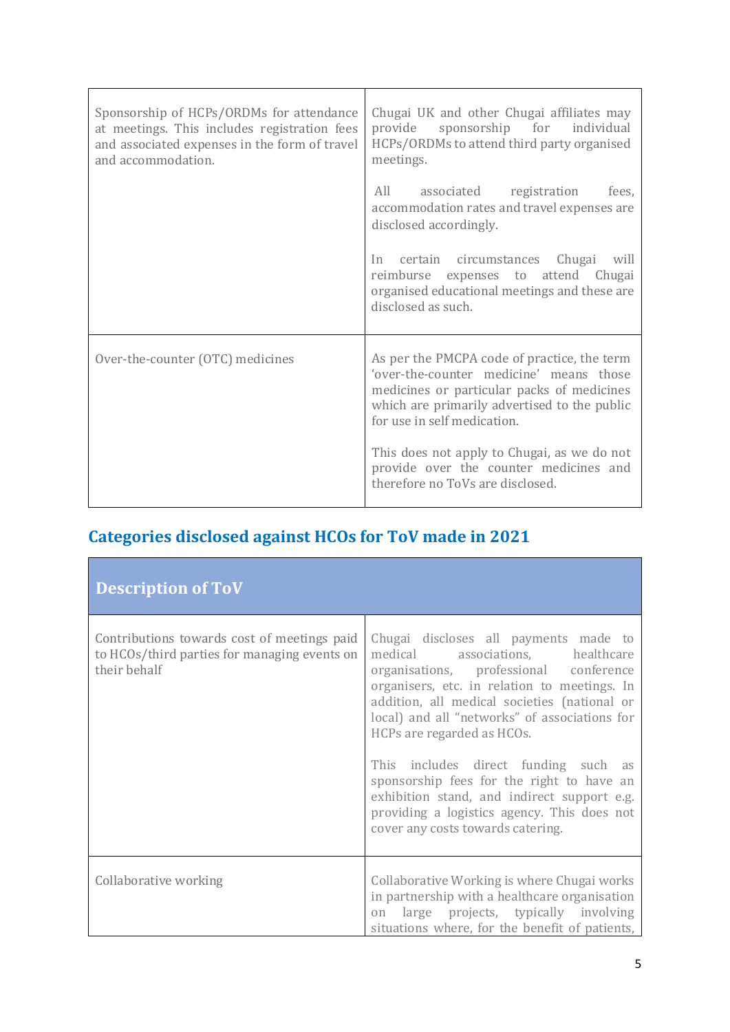| | |
|---|---|
| Sponsorship of HCPs/ORDMs for attendance at meetings. This includes registration fees and associated expenses in the form of travel and accommodation. | Chugai UK and other Chugai affiliates may provide sponsorship for individual HCPs/ORDMs to attend third party organised meetings.<br><br>All associated registration fees, accommodation rates and travel expenses are disclosed accordingly.<br><br>In certain circumstances Chugai will reimburse expenses to attend Chugai organised educational meetings and these are disclosed as such. |
| Over-the-counter (OTC) medicines | As per the PMCPA code of practice, the term 'over-the-counter medicine' means those medicines or particular packs of medicines which are primarily advertised to the public for use in self medication.<br><br>This does not apply to Chugai, as we do not provide over the counter medicines and therefore no ToVs are disclosed. |

## Categories disclosed against HCOs for ToV made in 2021

| Description of ToV | |
|---|---|
| Contributions towards cost of meetings paid to HCOs/third parties for managing events on their behalf | Chugai discloses all payments made to medical associations, healthcare organisations, professional conference organisers, etc. in relation to meetings. In addition, all medical societies (national or local) and all "networks" of associations for HCPs are regarded as HCOs.<br><br>This includes direct funding such as sponsorship fees for the right to have an exhibition stand, and indirect support e.g. providing a logistics agency. This does not cover any costs towards catering. |
| Collaborative working | Collaborative Working is where Chugai works in partnership with a healthcare organisation on large projects, typically involving situations where, for the benefit of patients, |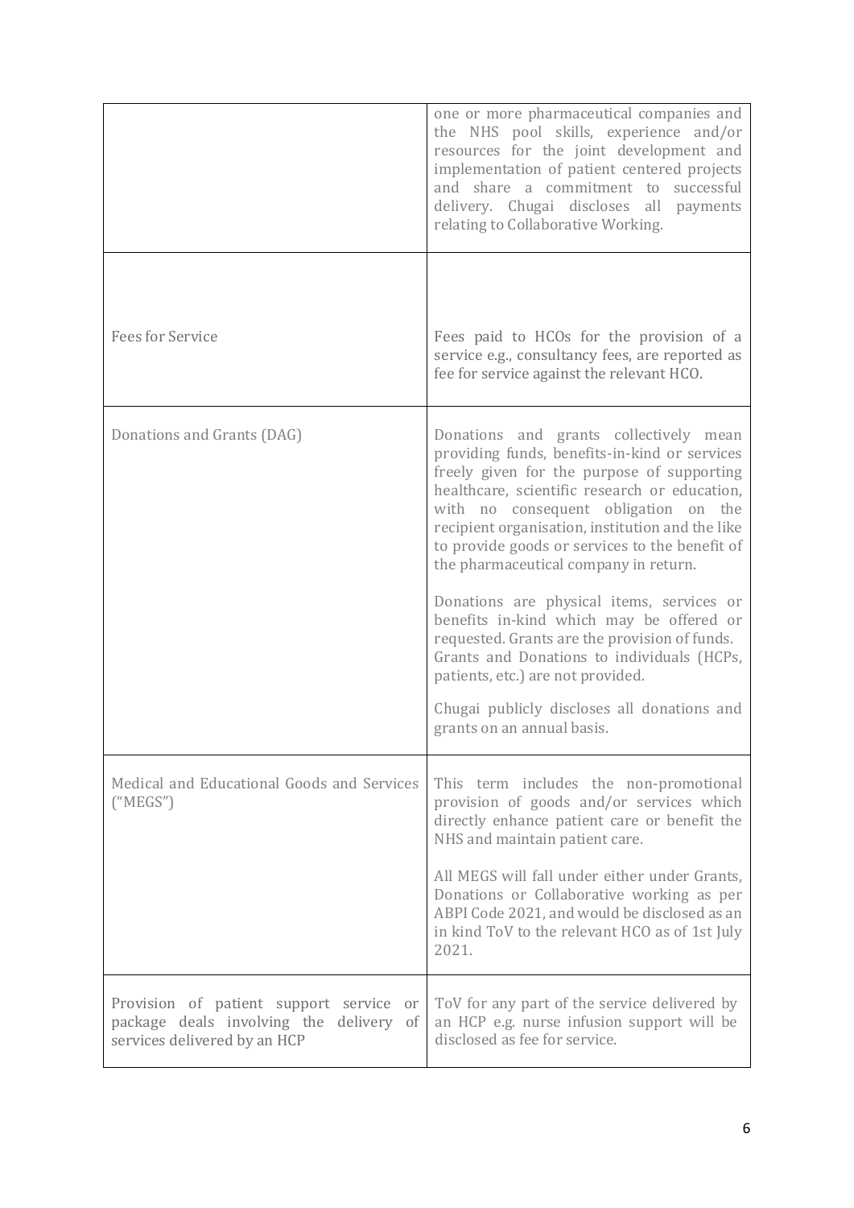| | |
|---|---|
| | one or more pharmaceutical companies and the NHS pool skills, experience and/or resources for the joint development and implementation of patient centered projects and share a commitment to successful delivery. Chugai discloses all payments relating to Collaborative Working. |
| Fees for Service | Fees paid to HCOs for the provision of a service e.g., consultancy fees, are reported as fee for service against the relevant HCO. |
| Donations and Grants (DAG) | Donations and grants collectively mean providing funds, benefits-in-kind or services freely given for the purpose of supporting healthcare, scientific research or education, with no consequent obligation on the recipient organisation, institution and the like to provide goods or services to the benefit of the pharmaceutical company in return.<br><br>Donations are physical items, services or benefits in-kind which may be offered or requested. Grants are the provision of funds. Grants and Donations to individuals (HCPs, patients, etc.) are not provided.<br><br>Chugai publicly discloses all donations and grants on an annual basis. |
| Medical and Educational Goods and Services ("MEGS") | This term includes the non-promotional provision of goods and/or services which directly enhance patient care or benefit the NHS and maintain patient care.<br><br>All MEGS will fall under either under Grants, Donations or Collaborative working as per ABPI Code 2021, and would be disclosed as an in kind ToV to the relevant HCO as of 1st July 2021. |
| Provision of patient support service or package deals involving the delivery of services delivered by an HCP | ToV for any part of the service delivered by an HCP e.g. nurse infusion support will be disclosed as fee for service. |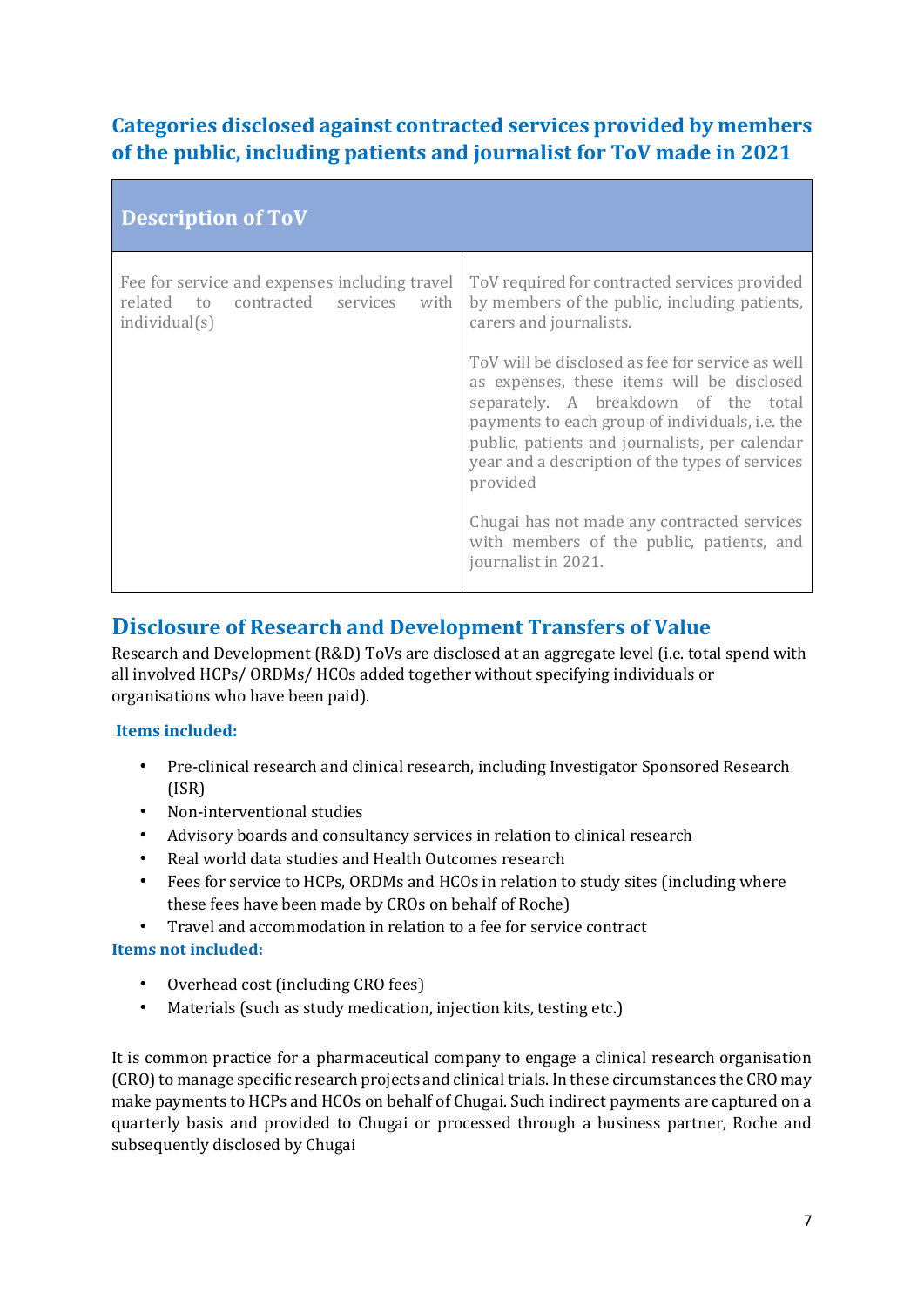## Categories disclosed against contracted services provided by members of the public, including patients and journalist for ToV made in 2021

| Description of ToV | |
|---|---|
| Fee for service and expenses including travel related to contracted services with individual(s) | ToV required for contracted services provided by members of the public, including patients, carers and journalists.<br><br>ToV will be disclosed as fee for service as well as expenses, these items will be disclosed separately. A breakdown of the total payments to each group of individuals, i.e. the public, patients and journalists, per calendar year and a description of the types of services provided<br><br>Chugai has not made any contracted services with members of the public, patients, and journalist in 2021. |

## Disclosure of Research and Development Transfers of Value

Research and Development (R&D) ToVs are disclosed at an aggregate level (i.e. total spend with all involved HCPs/ ORDMs/ HCOs added together without specifying individuals or organisations who have been paid).

**Items included:**

- Pre-clinical research and clinical research, including Investigator Sponsored Research (ISR)
- Non-interventional studies
- Advisory boards and consultancy services in relation to clinical research
- Real world data studies and Health Outcomes research
- Fees for service to HCPs, ORDMs and HCOs in relation to study sites (including where these fees have been made by CROs on behalf of Roche)
- Travel and accommodation in relation to a fee for service contract

**Items not included:**

- Overhead cost (including CRO fees)
- Materials (such as study medication, injection kits, testing etc.)

It is common practice for a pharmaceutical company to engage a clinical research organisation (CRO) to manage specific research projects and clinical trials. In these circumstances the CRO may make payments to HCPs and HCOs on behalf of Chugai. Such indirect payments are captured on a quarterly basis and provided to Chugai or processed through a business partner, Roche and subsequently disclosed by Chugai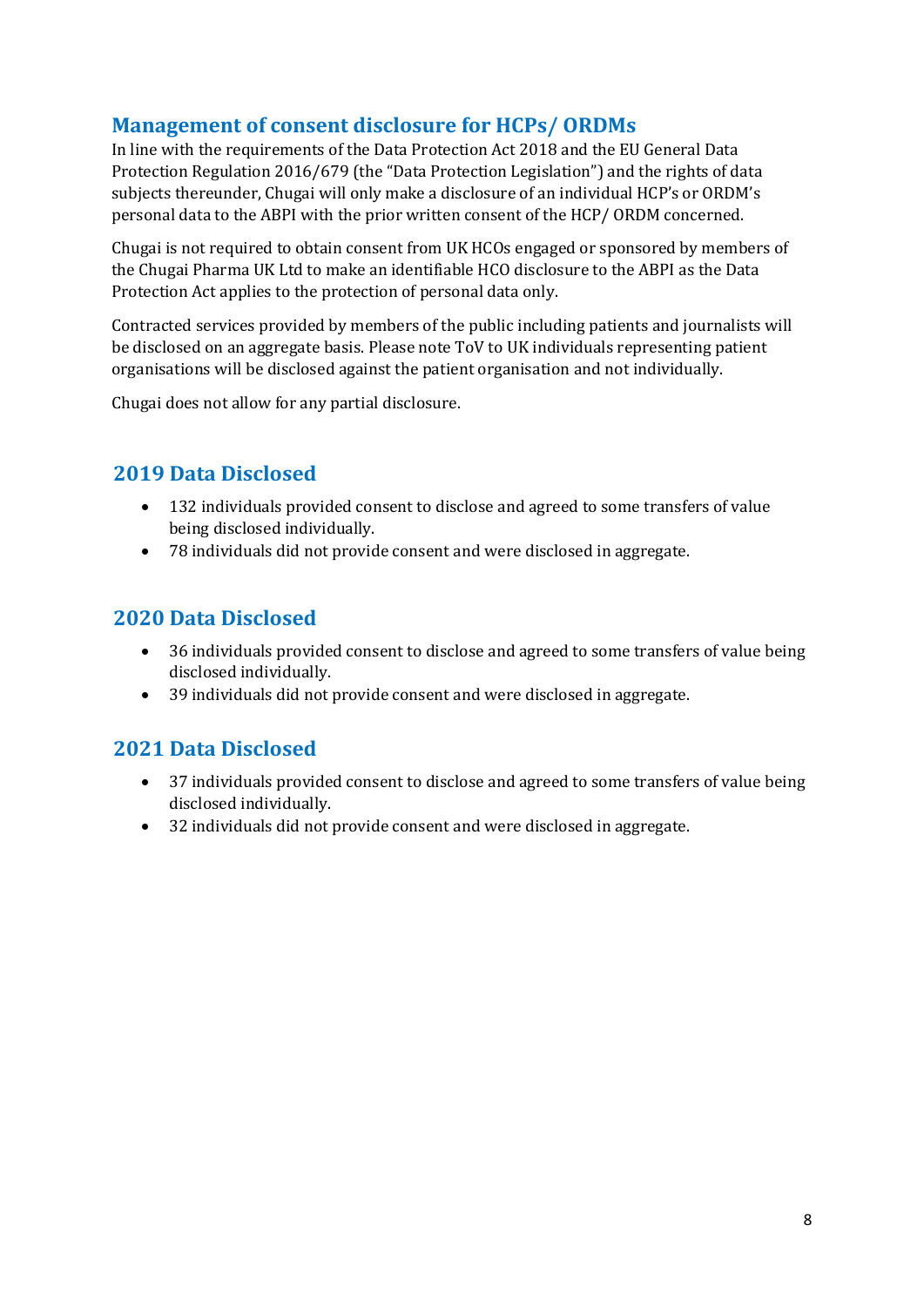## Management of consent disclosure for HCPs/ ORDMs

In line with the requirements of the Data Protection Act 2018 and the EU General Data Protection Regulation 2016/679 (the "Data Protection Legislation") and the rights of data subjects thereunder, Chugai will only make a disclosure of an individual HCP's or ORDM's personal data to the ABPI with the prior written consent of the HCP/ ORDM concerned.

Chugai is not required to obtain consent from UK HCOs engaged or sponsored by members of the Chugai Pharma UK Ltd to make an identifiable HCO disclosure to the ABPI as the Data Protection Act applies to the protection of personal data only.

Contracted services provided by members of the public including patients and journalists will be disclosed on an aggregate basis. Please note ToV to UK individuals representing patient organisations will be disclosed against the patient organisation and not individually.

Chugai does not allow for any partial disclosure.

## 2019 Data Disclosed

- 132 individuals provided consent to disclose and agreed to some transfers of value being disclosed individually.
- 78 individuals did not provide consent and were disclosed in aggregate.

## 2020 Data Disclosed

- 36 individuals provided consent to disclose and agreed to some transfers of value being disclosed individually.
- 39 individuals did not provide consent and were disclosed in aggregate.

## 2021 Data Disclosed

- 37 individuals provided consent to disclose and agreed to some transfers of value being disclosed individually.
- 32 individuals did not provide consent and were disclosed in aggregate.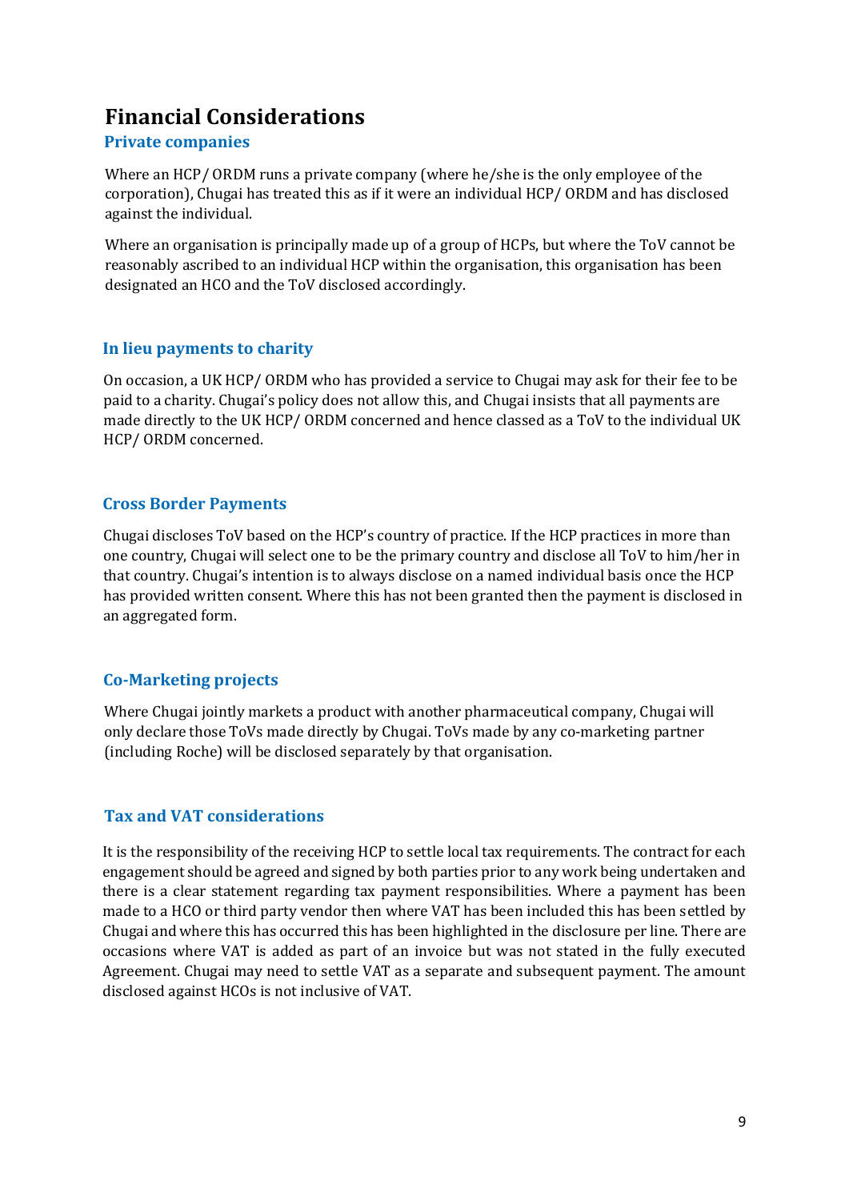# Financial Considerations

## Private companies

Where an HCP/ ORDM runs a private company (where he/she is the only employee of the corporation), Chugai has treated this as if it were an individual HCP/ ORDM and has disclosed against the individual.

Where an organisation is principally made up of a group of HCPs, but where the ToV cannot be reasonably ascribed to an individual HCP within the organisation, this organisation has been designated an HCO and the ToV disclosed accordingly.

## In lieu payments to charity

On occasion, a UK HCP/ ORDM who has provided a service to Chugai may ask for their fee to be paid to a charity. Chugai's policy does not allow this, and Chugai insists that all payments are made directly to the UK HCP/ ORDM concerned and hence classed as a ToV to the individual UK HCP/ ORDM concerned.

## Cross Border Payments

Chugai discloses ToV based on the HCP's country of practice. If the HCP practices in more than one country, Chugai will select one to be the primary country and disclose all ToV to him/her in that country. Chugai's intention is to always disclose on a named individual basis once the HCP has provided written consent. Where this has not been granted then the payment is disclosed in an aggregated form.

## Co-Marketing projects

Where Chugai jointly markets a product with another pharmaceutical company, Chugai will only declare those ToVs made directly by Chugai. ToVs made by any co-marketing partner (including Roche) will be disclosed separately by that organisation.

## Tax and VAT considerations

It is the responsibility of the receiving HCP to settle local tax requirements. The contract for each engagement should be agreed and signed by both parties prior to any work being undertaken and there is a clear statement regarding tax payment responsibilities. Where a payment has been made to a HCO or third party vendor then where VAT has been included this has been settled by Chugai and where this has occurred this has been highlighted in the disclosure per line. There are occasions where VAT is added as part of an invoice but was not stated in the fully executed Agreement. Chugai may need to settle VAT as a separate and subsequent payment. The amount disclosed against HCOs is not inclusive of VAT.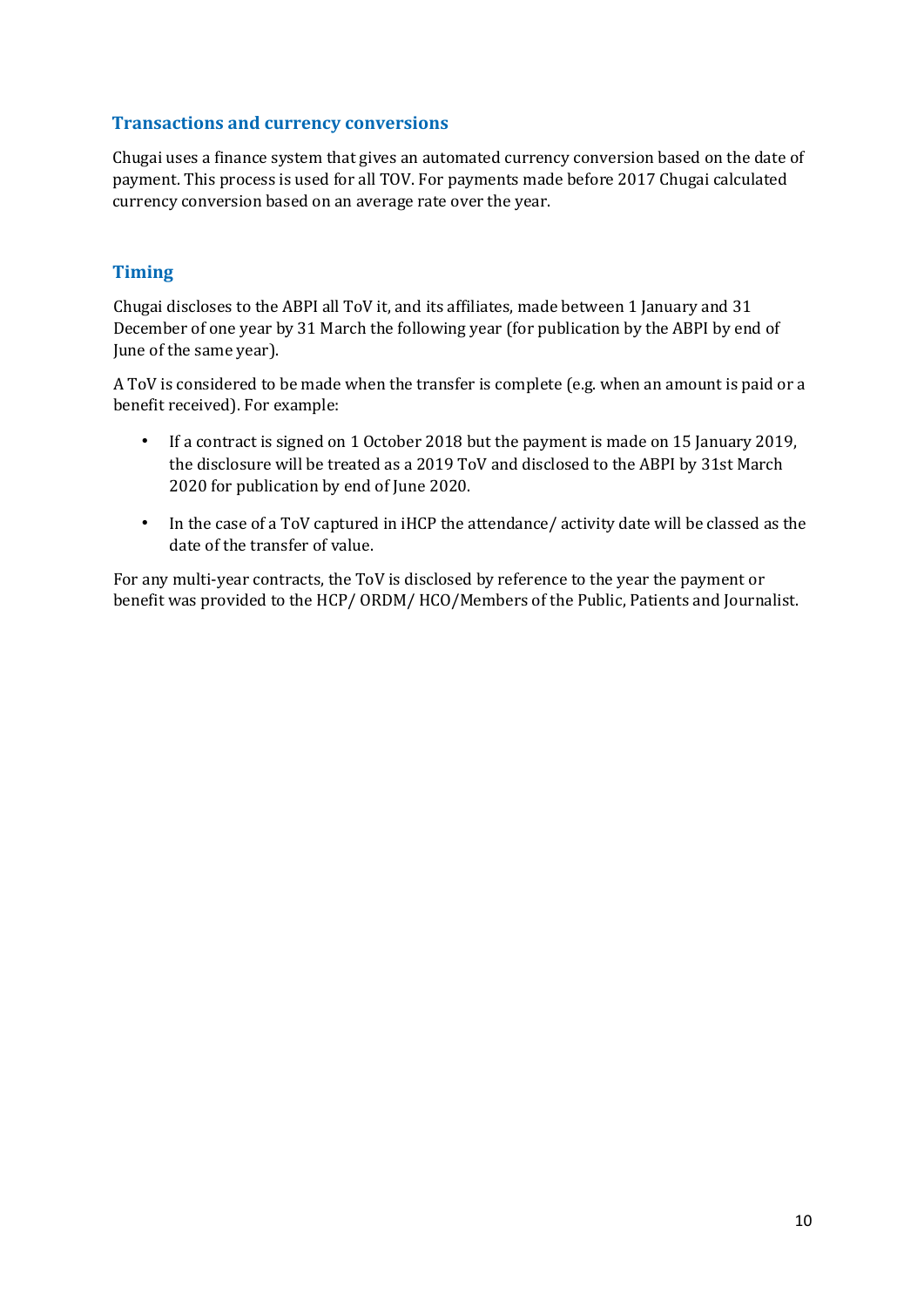## Transactions and currency conversions

Chugai uses a finance system that gives an automated currency conversion based on the date of payment. This process is used for all TOV. For payments made before 2017 Chugai calculated currency conversion based on an average rate over the year.

## Timing

Chugai discloses to the ABPI all ToV it, and its affiliates, made between 1 January and 31 December of one year by 31 March the following year (for publication by the ABPI by end of June of the same year).

A ToV is considered to be made when the transfer is complete (e.g. when an amount is paid or a benefit received). For example:

- If a contract is signed on 1 October 2018 but the payment is made on 15 January 2019, the disclosure will be treated as a 2019 ToV and disclosed to the ABPI by 31st March 2020 for publication by end of June 2020.
- In the case of a ToV captured in iHCP the attendance/ activity date will be classed as the date of the transfer of value.

For any multi-year contracts, the ToV is disclosed by reference to the year the payment or benefit was provided to the HCP/ ORDM/ HCO/Members of the Public, Patients and Journalist.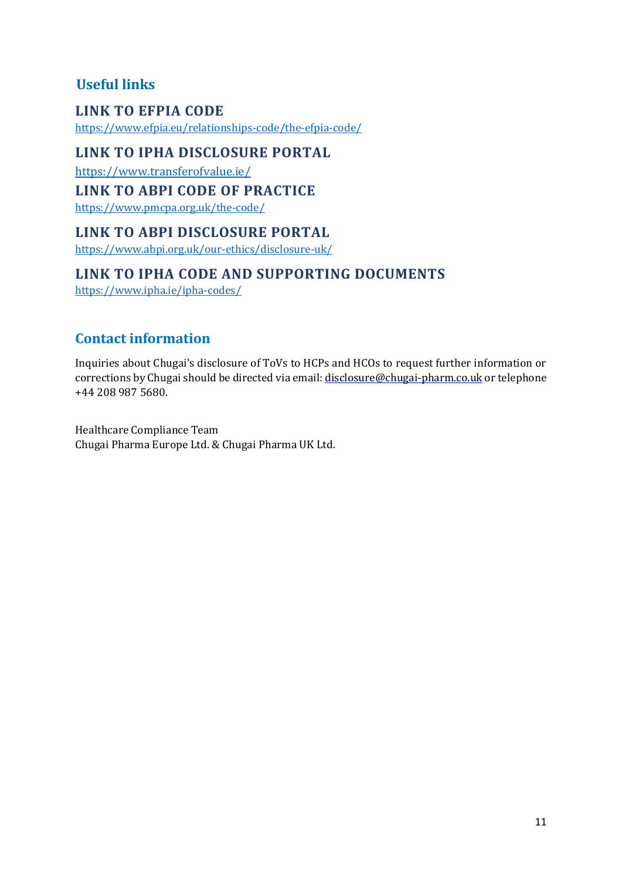## Useful links

### LINK TO EFPIA CODE

https://www.efpia.eu/relationships-code/the-efpia-code/

### LINK TO IPHA DISCLOSURE PORTAL

https://www.transferofvalue.ie/

### LINK TO ABPI CODE OF PRACTICE

https://www.pmcpa.org.uk/the-code/

### LINK TO ABPI DISCLOSURE PORTAL

https://www.abpi.org.uk/our-ethics/disclosure-uk/

### LINK TO IPHA CODE AND SUPPORTING DOCUMENTS

https://www.ipha.ie/ipha-codes/

## Contact information

Inquiries about Chugai's disclosure of ToVs to HCPs and HCOs to request further information or corrections by Chugai should be directed via email: disclosure@chugai-pharm.co.uk or telephone +44 208 987 5680.

Healthcare Compliance Team
Chugai Pharma Europe Ltd. & Chugai Pharma UK Ltd.